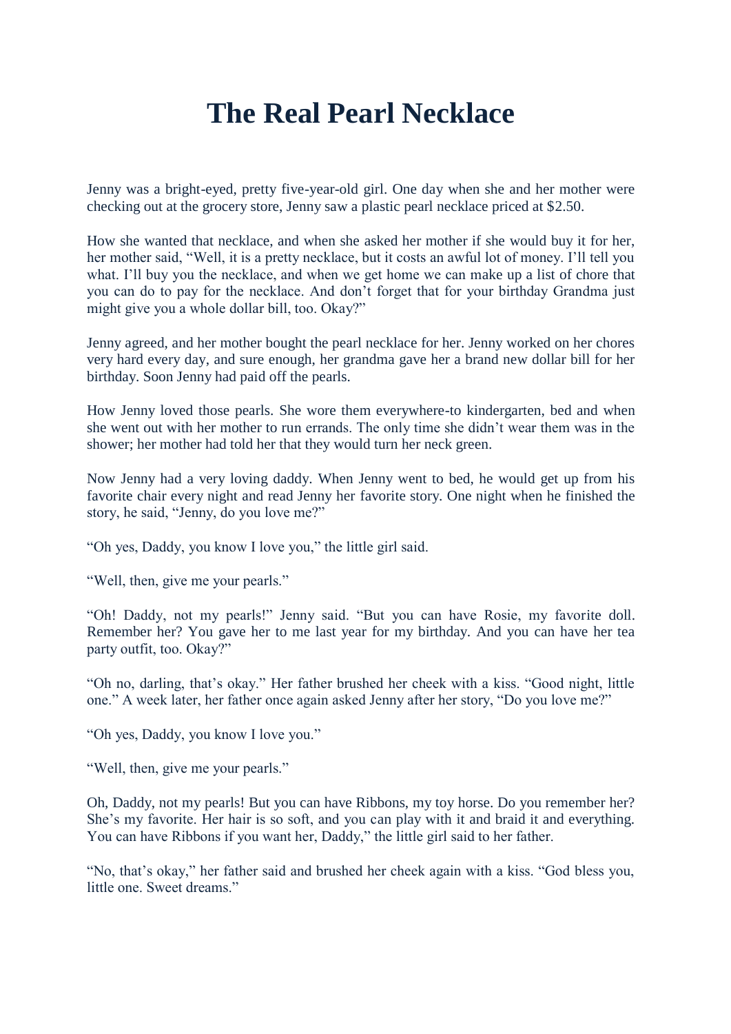# The Real Pearl Necklace

Jenny was a bright-eyed, pretty five-year-old girl. One day when she and her mother were checking out at the grocery store, Jenny saw a plastic pearl necklace priced at $2.50.

How she wanted that necklace, and when she asked her mother if she would buy it for her, her mother said, "Well, it is a pretty necklace, but it costs an awful lot of money. I'll tell you what. I'll buy you the necklace, and when we get home we can make up a list of chore that you can do to pay for the necklace. And don't forget that for your birthday Grandma just might give you a whole dollar bill, too. Okay?"

Jenny agreed, and her mother bought the pearl necklace for her. Jenny worked on her chores very hard every day, and sure enough, her grandma gave her a brand new dollar bill for her birthday. Soon Jenny had paid off the pearls.

How Jenny loved those pearls. She wore them everywhere-to kindergarten, bed and when she went out with her mother to run errands. The only time she didn't wear them was in the shower; her mother had told her that they would turn her neck green.

Now Jenny had a very loving daddy. When Jenny went to bed, he would get up from his favorite chair every night and read Jenny her favorite story. One night when he finished the story, he said, "Jenny, do you love me?"

"Oh yes, Daddy, you know I love you," the little girl said.

"Well, then, give me your pearls."

"Oh! Daddy, not my pearls!" Jenny said. "But you can have Rosie, my favorite doll. Remember her? You gave her to me last year for my birthday. And you can have her tea party outfit, too. Okay?"

"Oh no, darling, that's okay." Her father brushed her cheek with a kiss. "Good night, little one." A week later, her father once again asked Jenny after her story, "Do you love me?"

"Oh yes, Daddy, you know I love you."

"Well, then, give me your pearls."

Oh, Daddy, not my pearls! But you can have Ribbons, my toy horse. Do you remember her? She's my favorite. Her hair is so soft, and you can play with it and braid it and everything. You can have Ribbons if you want her, Daddy," the little girl said to her father.

"No, that's okay," her father said and brushed her cheek again with a kiss. "God bless you, little one. Sweet dreams."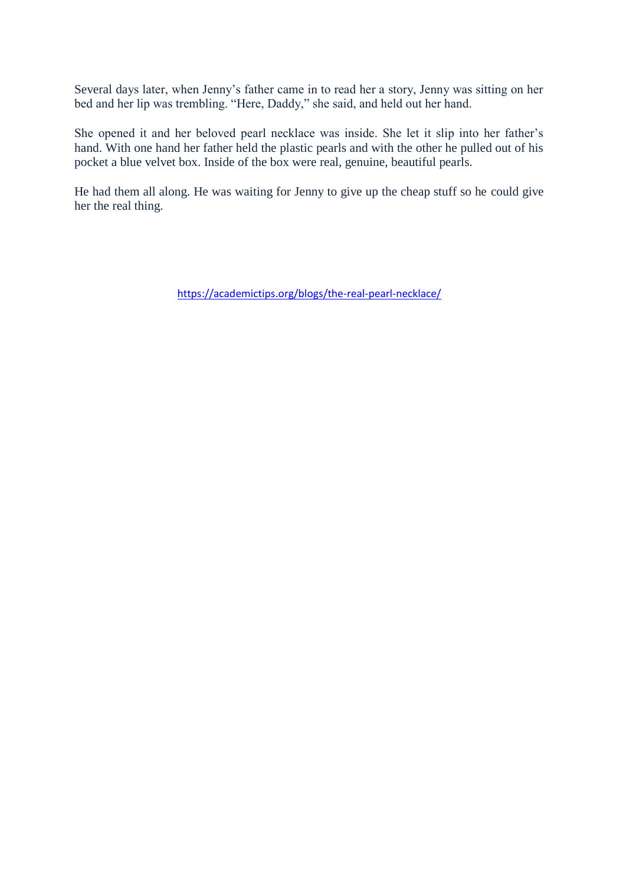Several days later, when Jenny's father came in to read her a story, Jenny was sitting on her bed and her lip was trembling. "Here, Daddy," she said, and held out her hand.

She opened it and her beloved pearl necklace was inside. She let it slip into her father's hand. With one hand her father held the plastic pearls and with the other he pulled out of his pocket a blue velvet box. Inside of the box were real, genuine, beautiful pearls.

He had them all along. He was waiting for Jenny to give up the cheap stuff so he could give her the real thing.

https://academictips.org/blogs/the-real-pearl-necklace/